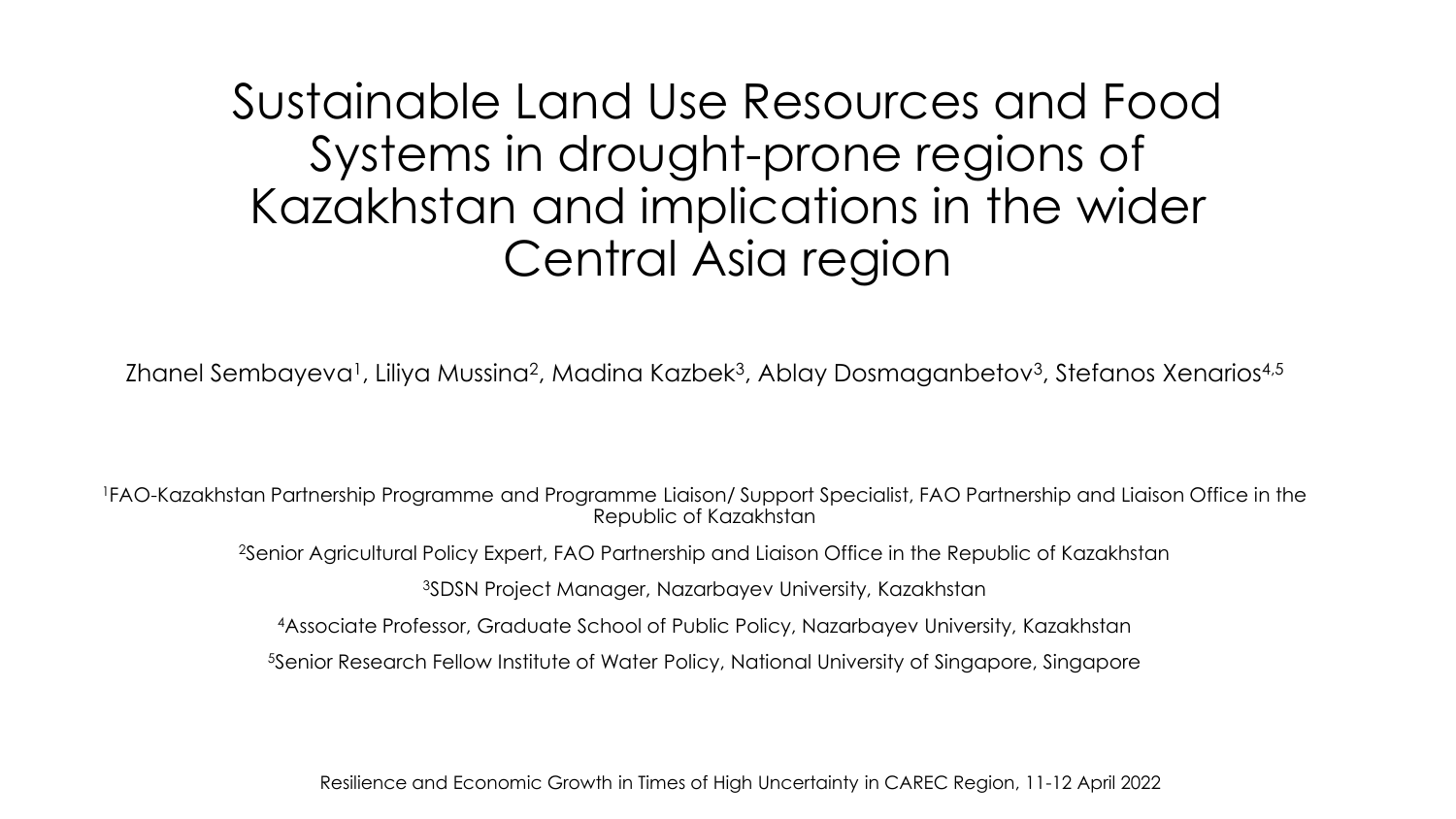# Sustainable Land Use Resources and Food Systems in drought-prone regions of Kazakhstan and implications in the wider Central Asia region

Zhanel Sembayeva[1], Liliya Mussina[2], Madina Kazbek[3], Ablay Dosmaganbetov[3], Stefanos Xenarios[4,5]

[1]FAO-Kazakhstan Partnership Programme and Programme Liaison/ Support Specialist, FAO Partnership and Liaison Office in the Republic of Kazakhstan

[2]Senior Agricultural Policy Expert, FAO Partnership and Liaison Office in the Republic of Kazakhstan

[3]SDSN Project Manager, Nazarbayev University, Kazakhstan

[4]Associate Professor, Graduate School of Public Policy, Nazarbayev University, Kazakhstan

[5]Senior Research Fellow Institute of Water Policy, National University of Singapore, Singapore

Resilience and Economic Growth in Times of High Uncertainty in CAREC Region, 11-12 April 2022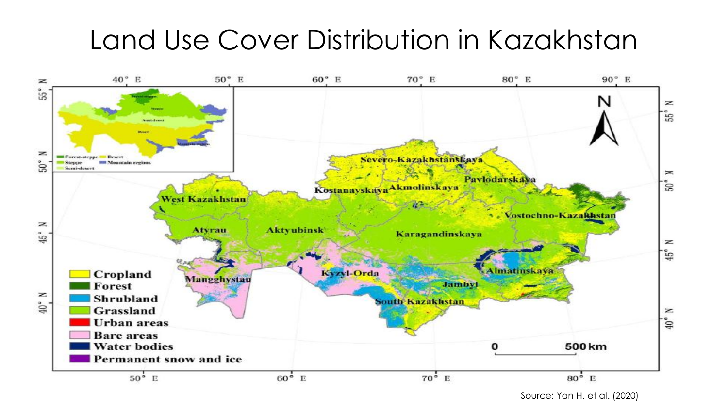# Land Use Cover Distribution in Kazakhstan

Source: Yan H. et al. (2020)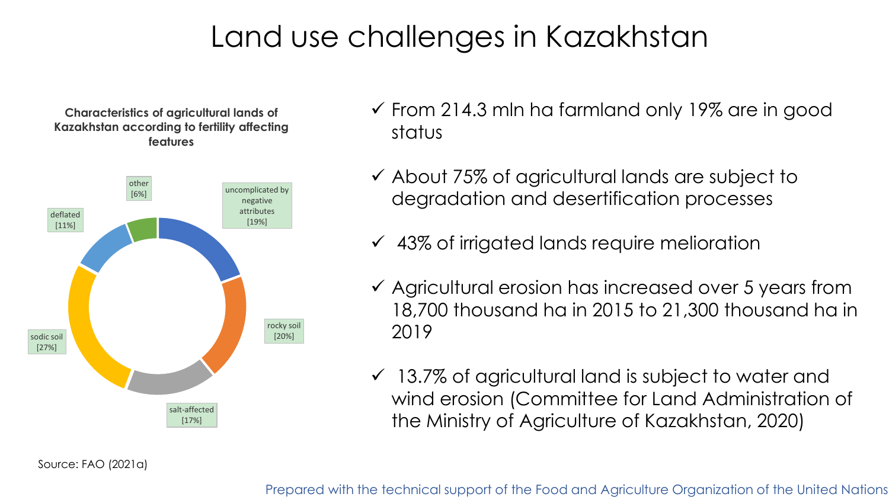# Land use challenges in Kazakhstan

**Characteristics of agricultural lands of Kazakhstan according to fertility affecting features**

- uncomplicated by negative attributes [19%]
- rocky soil [20%]
- salt-affected [17%]
- sodic soil [27%]
- deflated [11%]
- other [6%]

Source: FAO (2021a)

- ✓ From 214.3 mln ha farmland only 19% are in good status
- ✓ About 75% of agricultural lands are subject to degradation and desertification processes
- ✓ 43% of irrigated lands require melioration
- ✓ Agricultural erosion has increased over 5 years from 18,700 thousand ha in 2015 to 21,300 thousand ha in 2019
- ✓ 13.7% of agricultural land is subject to water and wind erosion (Committee for Land Administration of the Ministry of Agriculture of Kazakhstan, 2020)

Prepared with the technical support of the Food and Agriculture Organization of the United Nations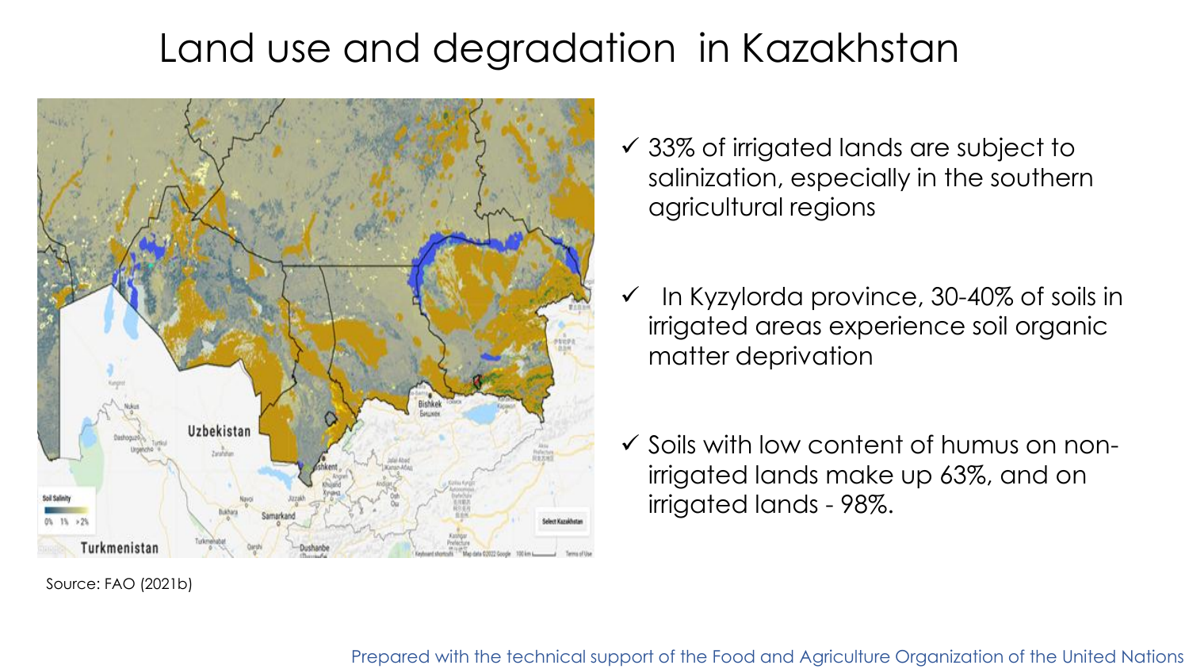# Land use and degradation in Kazakhstan

Source: FAO (2021b)

- ✓ 33% of irrigated lands are subject to salinization, especially in the southern agricultural regions
- ✓ In Kyzylorda province, 30-40% of soils in irrigated areas experience soil organic matter deprivation
- ✓ Soils with low content of humus on non-irrigated lands make up 63%, and on irrigated lands - 98%.

Prepared with the technical support of the Food and Agriculture Organization of the United Nations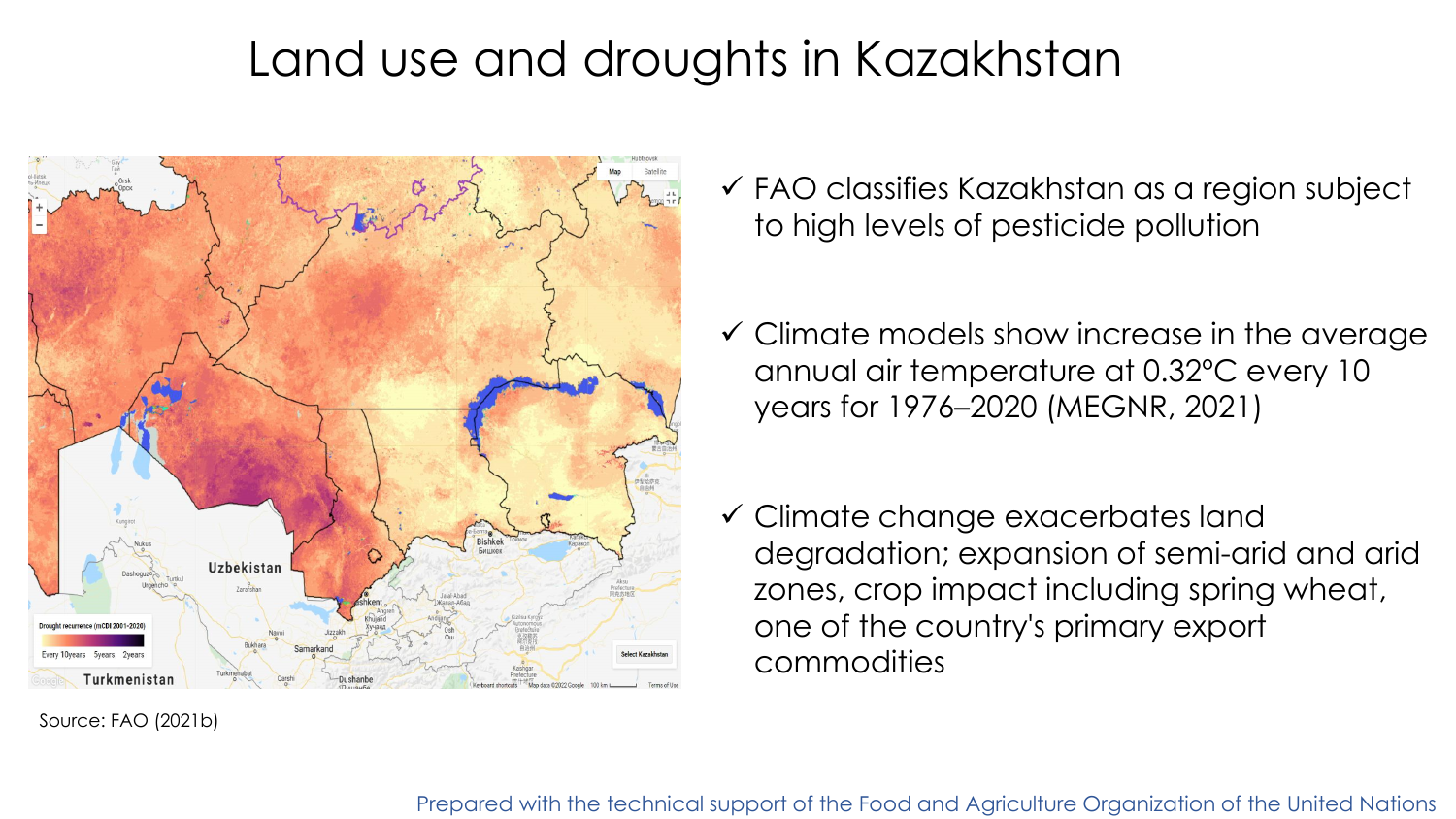# Land use and droughts in Kazakhstan

Source: FAO (2021b)

- ✓ FAO classifies Kazakhstan as a region subject to high levels of pesticide pollution
- ✓ Climate models show increase in the average annual air temperature at 0.32°C every 10 years for 1976–2020 (MEGNR, 2021)
- ✓ Climate change exacerbates land degradation; expansion of semi-arid and arid zones, crop impact including spring wheat, one of the country's primary export commodities

Prepared with the technical support of the Food and Agriculture Organization of the United Nations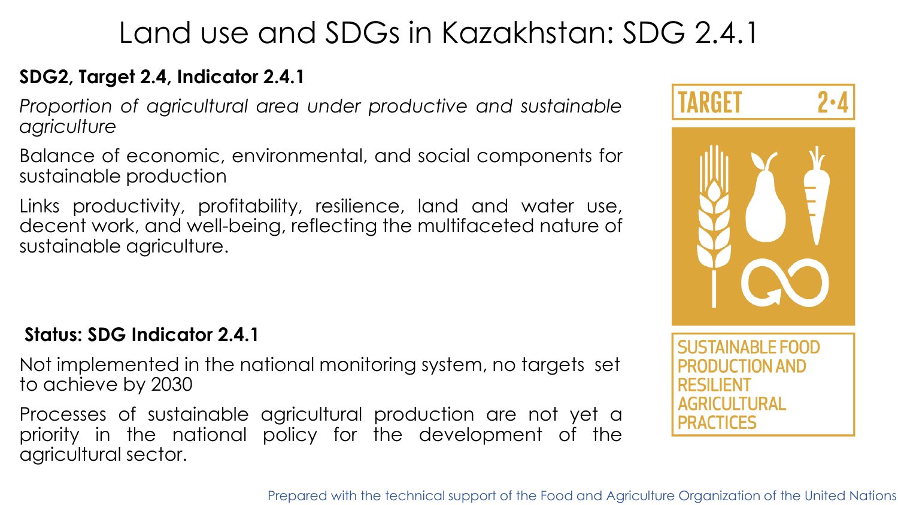# Land use and SDGs in Kazakhstan: SDG 2.4.1

**SDG2, Target 2.4, Indicator 2.4.1**

*Proportion of agricultural area under productive and sustainable agriculture*

Balance of economic, environmental, and social components for sustainable production

Links productivity, profitability, resilience, land and water use, decent work, and well-being, reflecting the multifaceted nature of sustainable agriculture.

TARGET 2·4

SUSTAINABLE FOOD PRODUCTION AND RESILIENT AGRICULTURAL PRACTICES

**Status: SDG Indicator 2.4.1**

Not implemented in the national monitoring system, no targets set to achieve by 2030

Processes of sustainable agricultural production are not yet a priority in the national policy for the development of the agricultural sector.

Prepared with the technical support of the Food and Agriculture Organization of the United Nations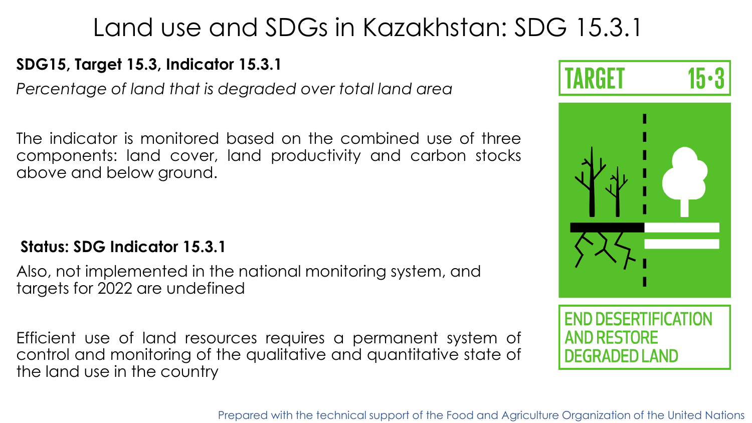# Land use and SDGs in Kazakhstan: SDG 15.3.1

**SDG15, Target 15.3, Indicator 15.3.1**

*Percentage of land that is degraded over total land area*

The indicator is monitored based on the combined use of three components: land cover, land productivity and carbon stocks above and below ground.

**Status: SDG Indicator 15.3.1**

Also, not implemented in the national monitoring system, and targets for 2022 are undefined

Efficient use of land resources requires a permanent system of control and monitoring of the qualitative and quantitative state of the land use in the country

TARGET 15.3

END DESERTIFICATION AND RESTORE DEGRADED LAND

Prepared with the technical support of the Food and Agriculture Organization of the United Nations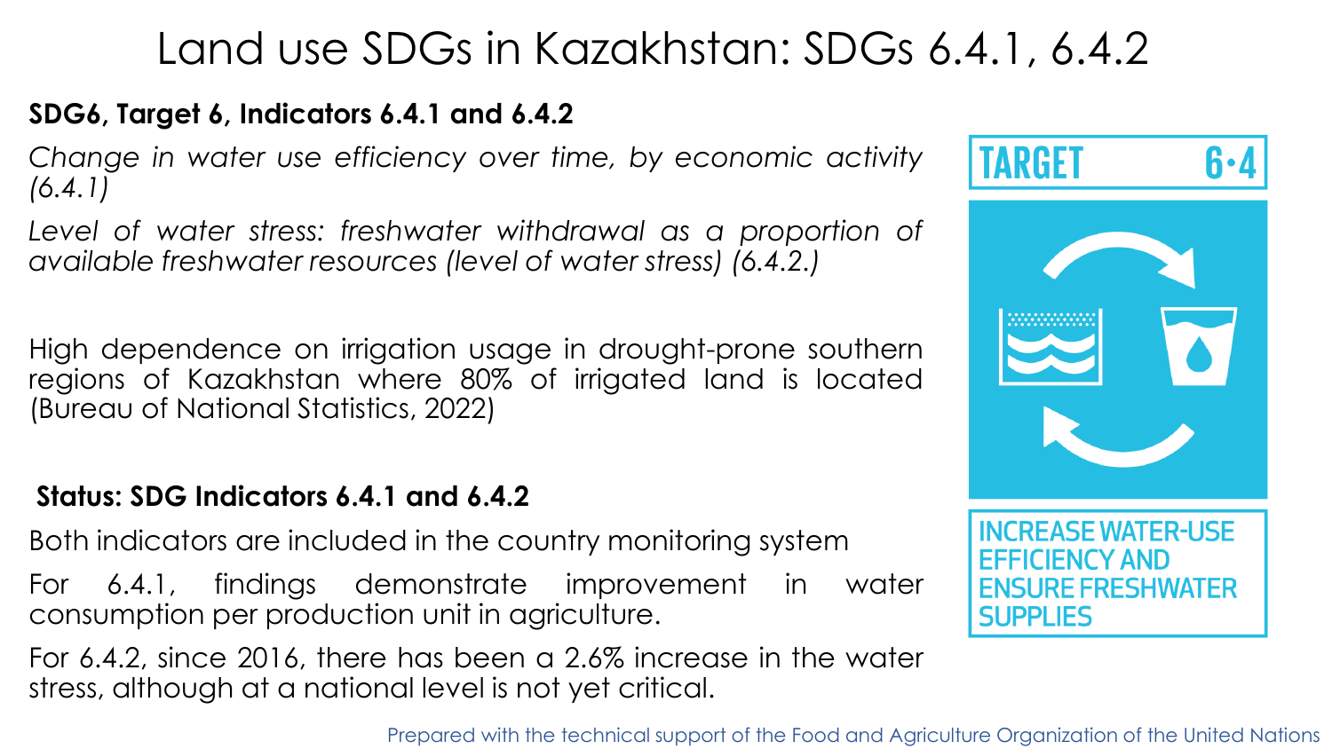# Land use SDGs in Kazakhstan: SDGs 6.4.1, 6.4.2

**SDG6, Target 6, Indicators 6.4.1 and 6.4.2**

*Change in water use efficiency over time, by economic activity (6.4.1)*

*Level of water stress: freshwater withdrawal as a proportion of available freshwater resources (level of water stress) (6.4.2.)*

High dependence on irrigation usage in drought-prone southern regions of Kazakhstan where 80% of irrigated land is located (Bureau of National Statistics, 2022)

**Status: SDG Indicators 6.4.1 and 6.4.2**

Both indicators are included in the country monitoring system

For 6.4.1, findings demonstrate improvement in water consumption per production unit in agriculture.

For 6.4.2, since 2016, there has been a 2.6% increase in the water stress, although at a national level is not yet critical.

TARGET 6•4

INCREASE WATER-USE EFFICIENCY AND ENSURE FRESHWATER SUPPLIES

Prepared with the technical support of the Food and Agriculture Organization of the United Nations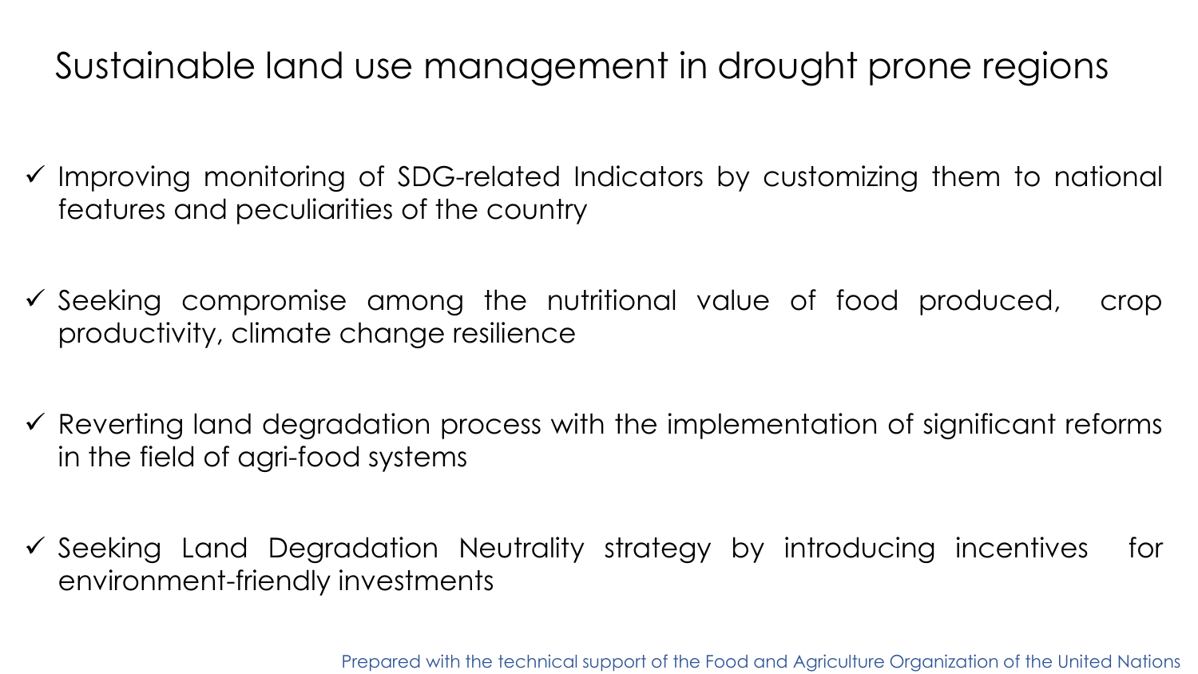# Sustainable land use management in drought prone regions

- ✓ Improving monitoring of SDG-related Indicators by customizing them to national features and peculiarities of the country
- ✓ Seeking compromise among the nutritional value of food produced, crop productivity, climate change resilience
- ✓ Reverting land degradation process with the implementation of significant reforms in the field of agri-food systems
- ✓ Seeking Land Degradation Neutrality strategy by introducing incentives for environment-friendly investments

Prepared with the technical support of the Food and Agriculture Organization of the United Nations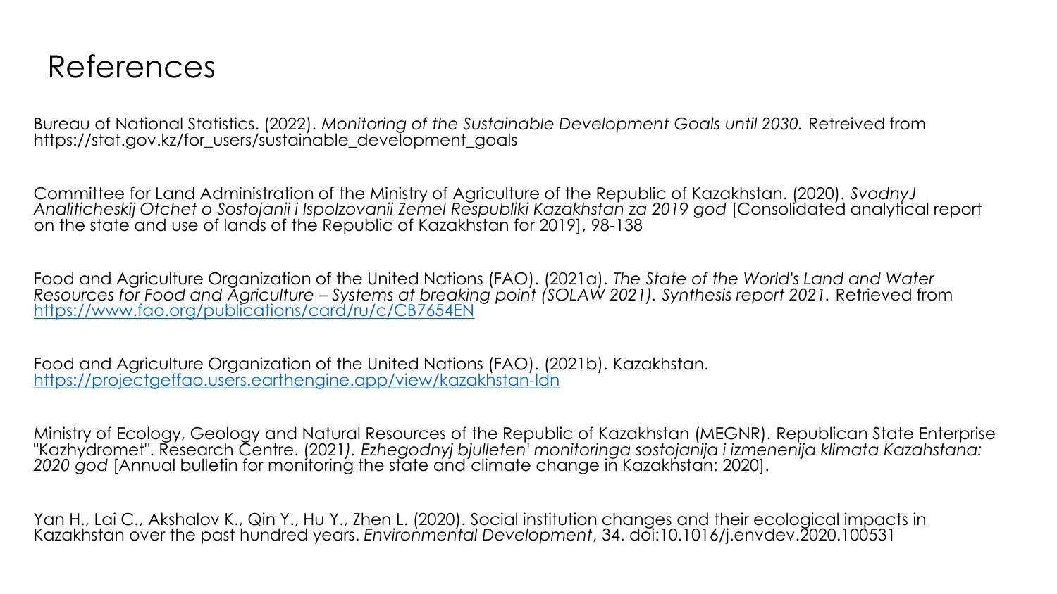# References

Bureau of National Statistics. (2022). *Monitoring of the Sustainable Development Goals until 2030.* Retreived from https://stat.gov.kz/for_users/sustainable_development_goals

Committee for Land Administration of the Ministry of Agriculture of the Republic of Kazakhstan. (2020). *SvodnyJ Analiticheskij Otchet o Sostojanii i Ispolzovanii Zemel Respubliki Kazakhstan za 2019 god* [Consolidated analytical report on the state and use of lands of the Republic of Kazakhstan for 2019], 98-138

Food and Agriculture Organization of the United Nations (FAO). (2021a). *The State of the World's Land and Water Resources for Food and Agriculture – Systems at breaking point (SOLAW 2021). Synthesis report 2021.* Retrieved from https://www.fao.org/publications/card/ru/c/CB7654EN

Food and Agriculture Organization of the United Nations (FAO). (2021b). Kazakhstan. https://projectgeffao.users.earthengine.app/view/kazakhstan-ldn

Ministry of Ecology, Geology and Natural Resources of the Republic of Kazakhstan (MEGNR). Republican State Enterprise "Kazhydromet". Research Centre. (2021*). Ezhegodnyj bjulleten' monitoringa sostojanija i izmenenija klimata Kazahstana: 2020 god* [Annual bulletin for monitoring the state and climate change in Kazakhstan: 2020].

Yan H., Lai C., Akshalov K., Qin Y., Hu Y., Zhen L. (2020). Social institution changes and their ecological impacts in Kazakhstan over the past hundred years. *Environmental Development*, 34. doi:10.1016/j.envdev.2020.100531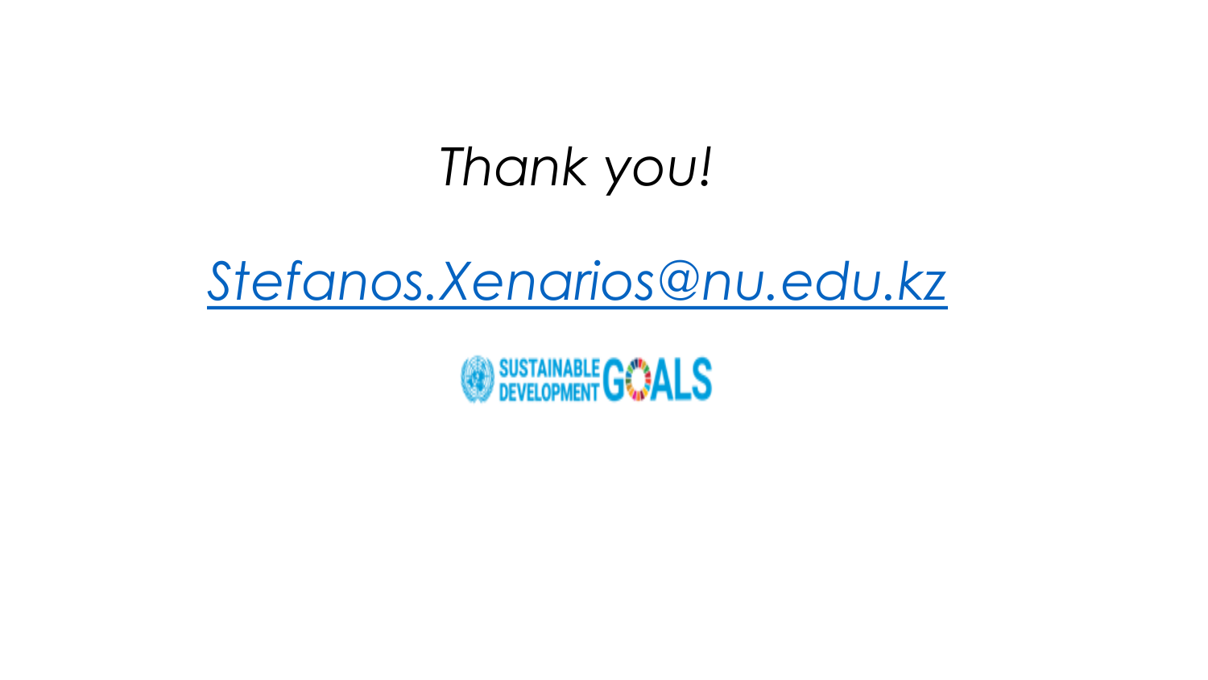*Thank you!*

*Stefanos.Xenarios@nu.edu.kz*

SUSTAINABLE DEVELOPMENT GOALS